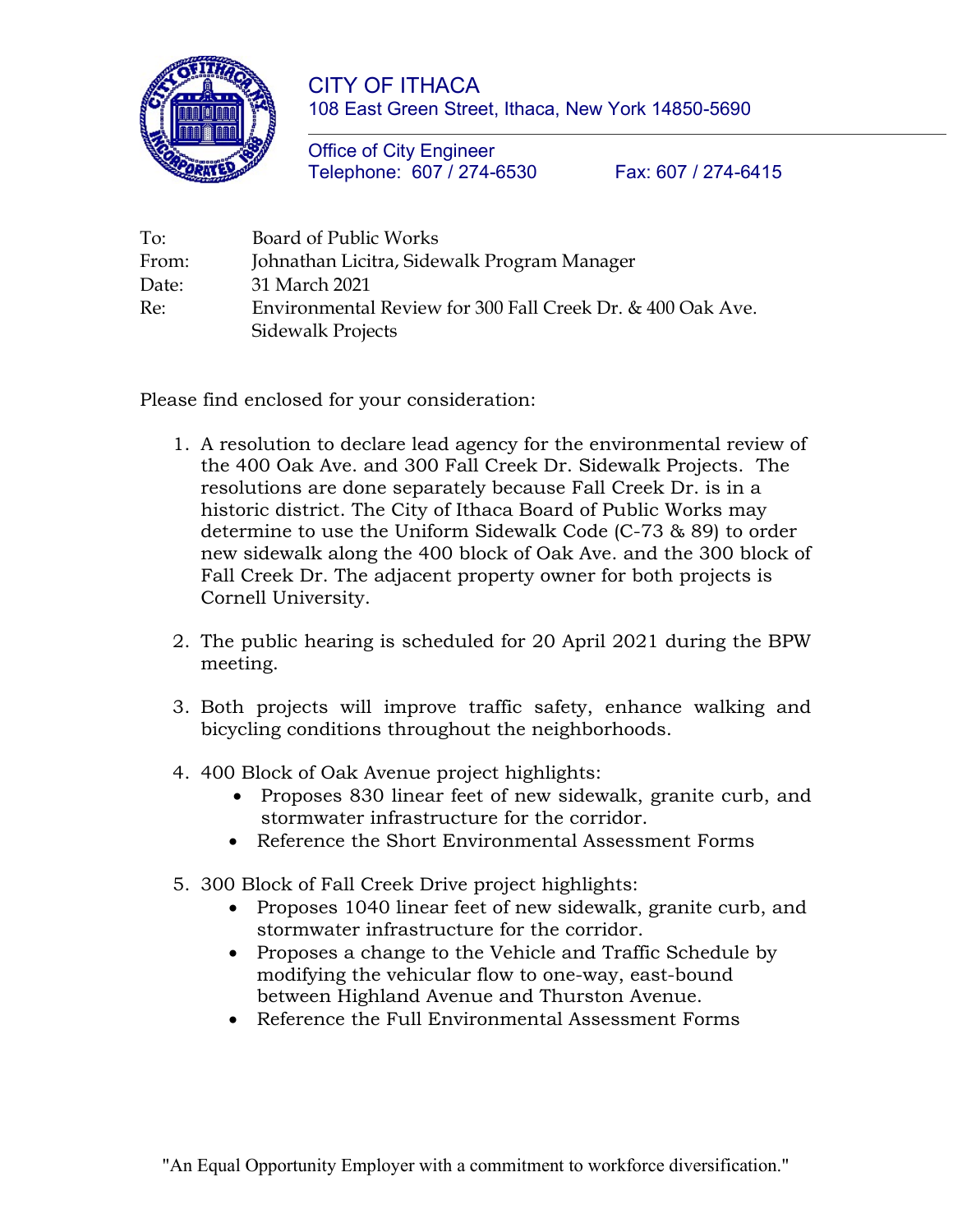# CITY OF ITHACA

108 East Green Street, Ithaca, New York 14850-5690

Office of City Engineer
Telephone: 607 / 274-6530 Fax: 607 / 274-6415

To: Board of Public Works
From: Johnathan Licitra, Sidewalk Program Manager
Date: 31 March 2021
Re: Environmental Review for 300 Fall Creek Dr. & 400 Oak Ave. Sidewalk Projects

Please find enclosed for your consideration:

1. A resolution to declare lead agency for the environmental review of the 400 Oak Ave. and 300 Fall Creek Dr. Sidewalk Projects. The resolutions are done separately because Fall Creek Dr. is in a historic district. The City of Ithaca Board of Public Works may determine to use the Uniform Sidewalk Code (C-73 & 89) to order new sidewalk along the 400 block of Oak Ave. and the 300 block of Fall Creek Dr. The adjacent property owner for both projects is Cornell University.

2. The public hearing is scheduled for 20 April 2021 during the BPW meeting.

3. Both projects will improve traffic safety, enhance walking and bicycling conditions throughout the neighborhoods.

4. 400 Block of Oak Avenue project highlights:
   - Proposes 830 linear feet of new sidewalk, granite curb, and stormwater infrastructure for the corridor.
   - Reference the Short Environmental Assessment Forms

5. 300 Block of Fall Creek Drive project highlights:
   - Proposes 1040 linear feet of new sidewalk, granite curb, and stormwater infrastructure for the corridor.
   - Proposes a change to the Vehicle and Traffic Schedule by modifying the vehicular flow to one-way, east-bound between Highland Avenue and Thurston Avenue.
   - Reference the Full Environmental Assessment Forms

"An Equal Opportunity Employer with a commitment to workforce diversification."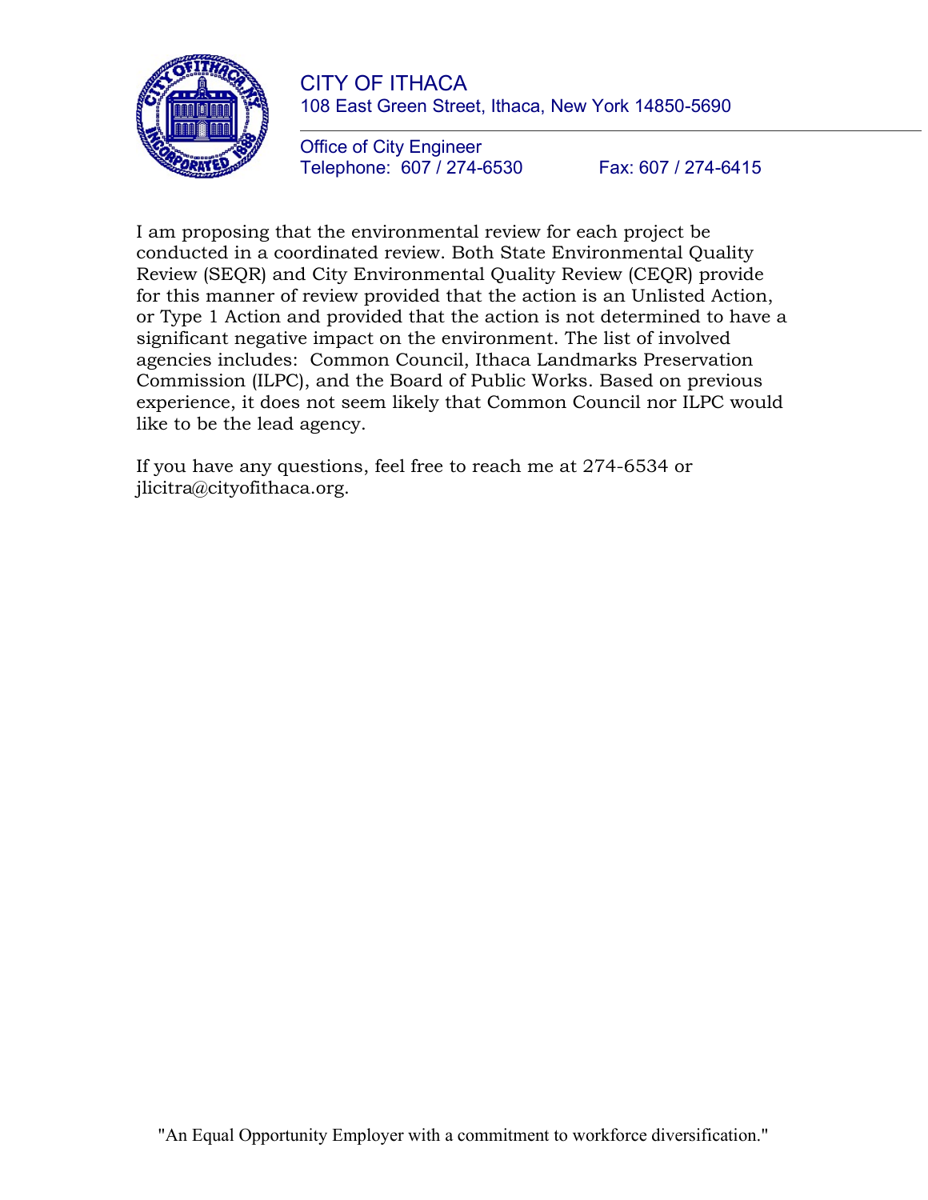CITY OF ITHACA

108 East Green Street, Ithaca, New York 14850-5690

Office of City Engineer

Telephone: 607 / 274-6530 Fax: 607 / 274-6415

I am proposing that the environmental review for each project be conducted in a coordinated review. Both State Environmental Quality Review (SEQR) and City Environmental Quality Review (CEQR) provide for this manner of review provided that the action is an Unlisted Action, or Type 1 Action and provided that the action is not determined to have a significant negative impact on the environment. The list of involved agencies includes: Common Council, Ithaca Landmarks Preservation Commission (ILPC), and the Board of Public Works. Based on previous experience, it does not seem likely that Common Council nor ILPC would like to be the lead agency.

If you have any questions, feel free to reach me at 274-6534 or jlicitra@cityofithaca.org.

"An Equal Opportunity Employer with a commitment to workforce diversification."